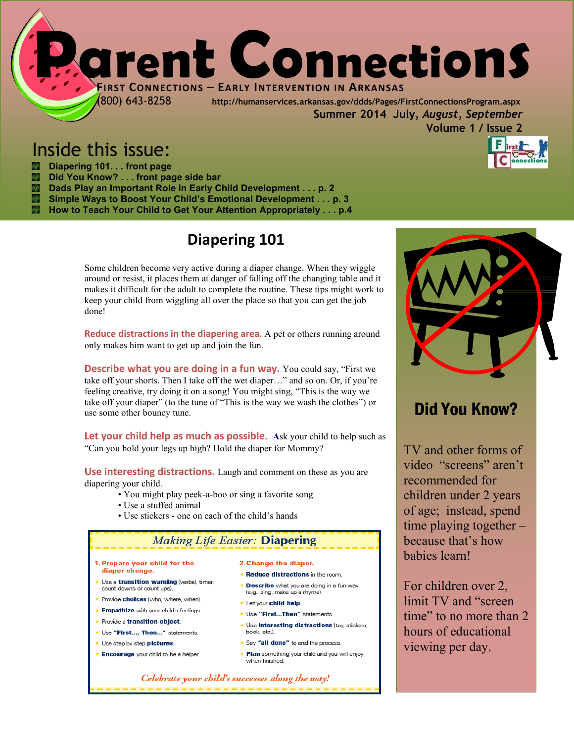# Parent Connections

**First Connections – Early Intervention in Arkansas**

(800) 643-8258 http://humanservices.arkansas.gov/ddds/Pages/FirstConnectionsProgram.aspx

Summer 2014 July, *August*, *September*

Volume 1 / Issue 2

## Inside this issue:

- **Diapering 101. . . front page**
- **Did You Know? . . . front page side bar**
- **Dads Play an Important Role in Early Child Development . . . p. 2**
- **Simple Ways to Boost Your Child's Emotional Development . . . p. 3**
- **How to Teach Your Child to Get Your Attention Appropriately . . . p.4**

## Diapering 101

Some children become very active during a diaper change. When they wiggle around or resist, it places them at danger of falling off the changing table and it makes it difficult for the adult to complete the routine. These tips might work to keep your child from wiggling all over the place so that you can get the job done!

**Reduce distractions in the diapering area.** A pet or others running around only makes him want to get up and join the fun.

**Describe what you are doing in a fun way.** You could say, "First we take off your shorts. Then I take off the wet diaper…" and so on. Or, if you're feeling creative, try doing it on a song! You might sing, "This is the way we take off your diaper" (to the tune of "This is the way we wash the clothes") or use some other bouncy tune.

**Let your child help as much as possible.** Ask your child to help such as "Can you hold your legs up high? Hold the diaper for Mommy?

**Use interesting distractions.** Laugh and comment on these as you are diapering your child.

- You might play peek-a-boo or sing a favorite song
- Use a stuffed animal
- Use stickers - one on each of the child's hands

### *Making Life Easier:* Diapering

**1. Prepare your child for the diaper change.**

- Use a **transition warning** (verbal, timer, count downs or count ups).
- Provide **choices** (who, where, when).
- **Empathize** with your child's feelings.
- Provide a **transition object**.
- Use **"First…, Then…"** statements.
- Use step by step **pictures**.
- **Encourage** your child to be a helper.

**2. Change the diaper.**

- **Reduce distractions** in the room.
- **Describe** what you are doing in a fun way (e.g., sing, make up a rhyme).
- Let your **child help**.
- Use **"First…Then"** statements.
- Use **interesting distractions** (toy, stickers, book, etc.).
- Say **"all done"** to end the process.
- **Plan** something your child and you will enjoy when finished.

*Celebrate your child's successes along the way!*

## Did You Know?

TV and other forms of video "screens" aren't recommended for children under 2 years of age; instead, spend time playing together – because that's how babies learn!

For children over 2, limit TV and "screen time" to no more than 2 hours of educational viewing per day.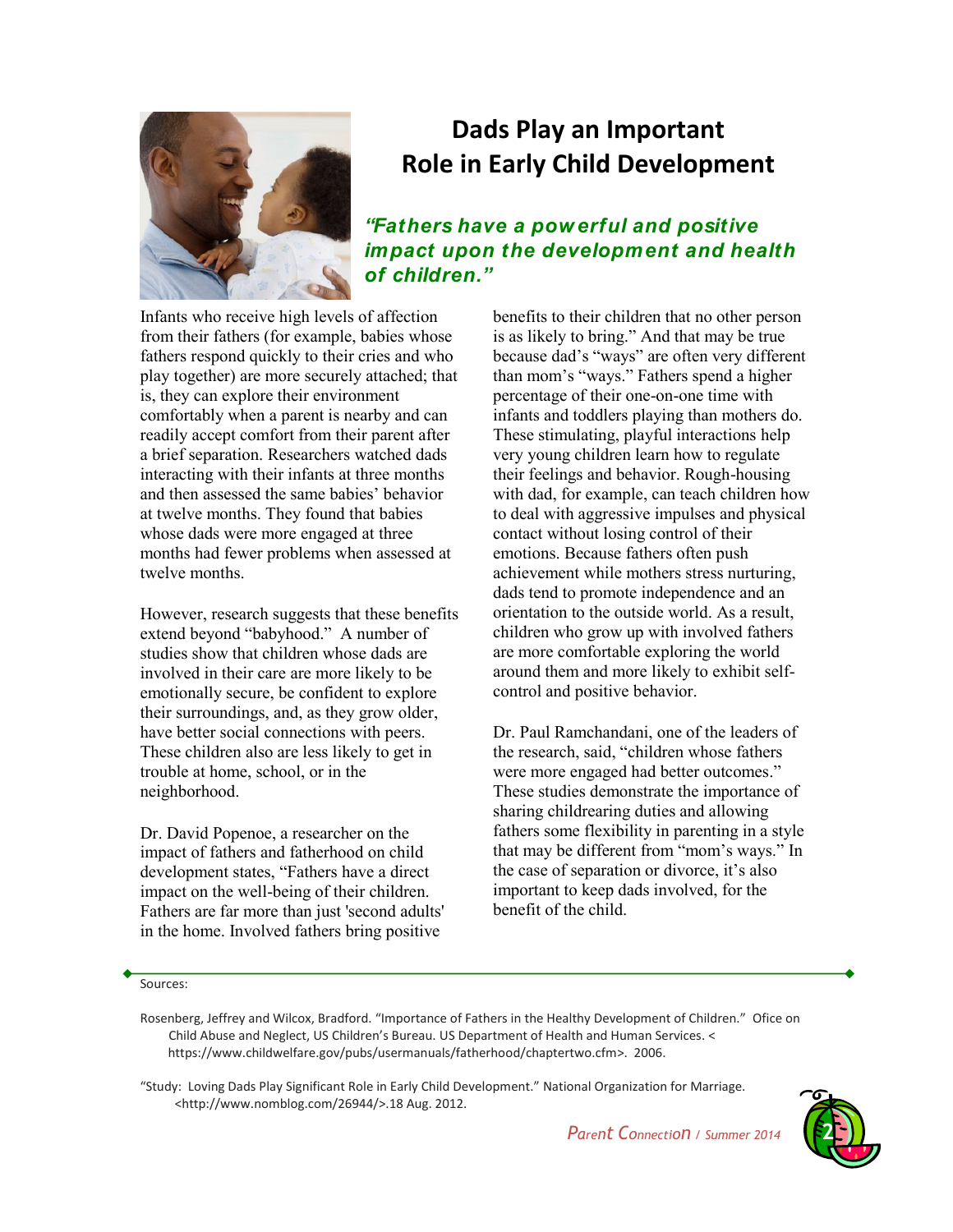# Dads Play an Important Role in Early Child Development

*"Fathers have a powerful and positive impact upon the development and health of children."*

Infants who receive high levels of affection from their fathers (for example, babies whose fathers respond quickly to their cries and who play together) are more securely attached; that is, they can explore their environment comfortably when a parent is nearby and can readily accept comfort from their parent after a brief separation. Researchers watched dads interacting with their infants at three months and then assessed the same babies' behavior at twelve months. They found that babies whose dads were more engaged at three months had fewer problems when assessed at twelve months.

However, research suggests that these benefits extend beyond "babyhood." A number of studies show that children whose dads are involved in their care are more likely to be emotionally secure, be confident to explore their surroundings, and, as they grow older, have better social connections with peers. These children also are less likely to get in trouble at home, school, or in the neighborhood.

Dr. David Popenoe, a researcher on the impact of fathers and fatherhood on child development states, "Fathers have a direct impact on the well-being of their children. Fathers are far more than just 'second adults' in the home. Involved fathers bring positive benefits to their children that no other person is as likely to bring." And that may be true because dad's "ways" are often very different than mom's "ways." Fathers spend a higher percentage of their one-on-one time with infants and toddlers playing than mothers do. These stimulating, playful interactions help very young children learn how to regulate their feelings and behavior. Rough-housing with dad, for example, can teach children how to deal with aggressive impulses and physical contact without losing control of their emotions. Because fathers often push achievement while mothers stress nurturing, dads tend to promote independence and an orientation to the outside world. As a result, children who grow up with involved fathers are more comfortable exploring the world around them and more likely to exhibit self-control and positive behavior.

Dr. Paul Ramchandani, one of the leaders of the research, said, "children whose fathers were more engaged had better outcomes." These studies demonstrate the importance of sharing childrearing duties and allowing fathers some flexibility in parenting in a style that may be different from "mom's ways." In the case of separation or divorce, it's also important to keep dads involved, for the benefit of the child.

Sources:

Rosenberg, Jeffrey and Wilcox, Bradford. "Importance of Fathers in the Healthy Development of Children." Ofice on Child Abuse and Neglect, US Children's Bureau. US Department of Health and Human Services. < https://www.childwelfare.gov/pubs/usermanuals/fatherhood/chaptertwo.cfm>. 2006.

"Study: Loving Dads Play Significant Role in Early Child Development." National Organization for Marriage. <http://www.nomblog.com/26944/>.18 Aug. 2012.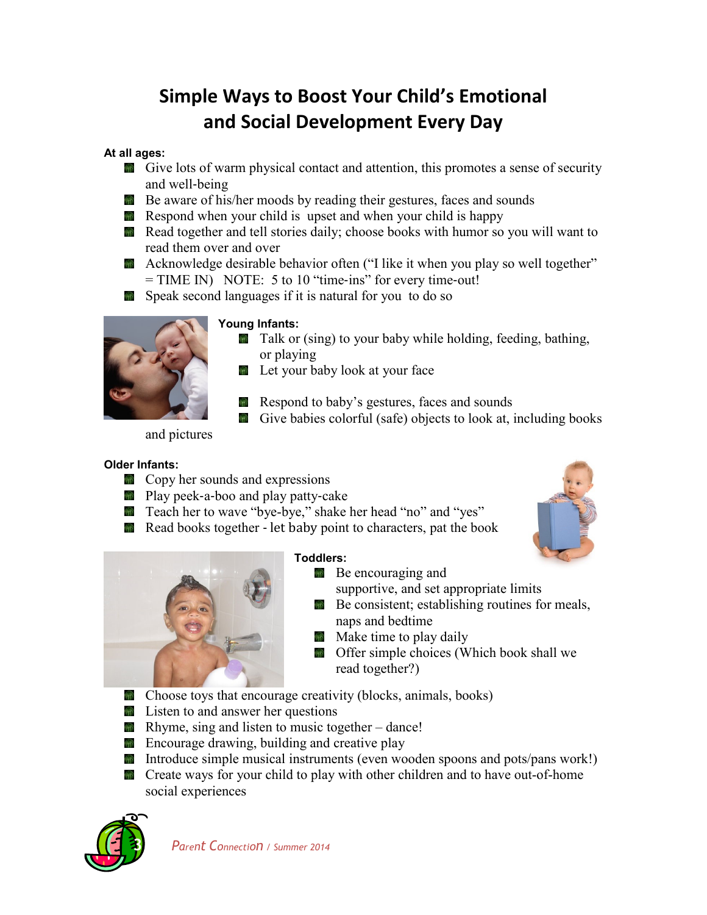# Simple Ways to Boost Your Child's Emotional and Social Development Every Day

**At all ages:**

- Give lots of warm physical contact and attention, this promotes a sense of security and well-being
- Be aware of his/her moods by reading their gestures, faces and sounds
- Respond when your child is upset and when your child is happy
- Read together and tell stories daily; choose books with humor so you will want to read them over and over
- Acknowledge desirable behavior often ("I like it when you play so well together" = TIME IN) NOTE: 5 to 10 "time-ins" for every time-out!
- Speak second languages if it is natural for you to do so

**Young Infants:**

- Talk or (sing) to your baby while holding, feeding, bathing, or playing
- Let your baby look at your face
- Respond to baby's gestures, faces and sounds
- Give babies colorful (safe) objects to look at, including books and pictures

**Older Infants:**

- Copy her sounds and expressions
- Play peek-a-boo and play patty-cake
- Teach her to wave "bye-bye," shake her head "no" and "yes"
- Read books together - let baby point to characters, pat the book

**Toddlers:**

- Be encouraging and supportive, and set appropriate limits
- Be consistent; establishing routines for meals, naps and bedtime
- Make time to play daily
- Offer simple choices (Which book shall we read together?)
- Choose toys that encourage creativity (blocks, animals, books)
- Listen to and answer her questions
- Rhyme, sing and listen to music together – dance!
- Encourage drawing, building and creative play
- Introduce simple musical instruments (even wooden spoons and pots/pans work!)
- Create ways for your child to play with other children and to have out-of-home social experiences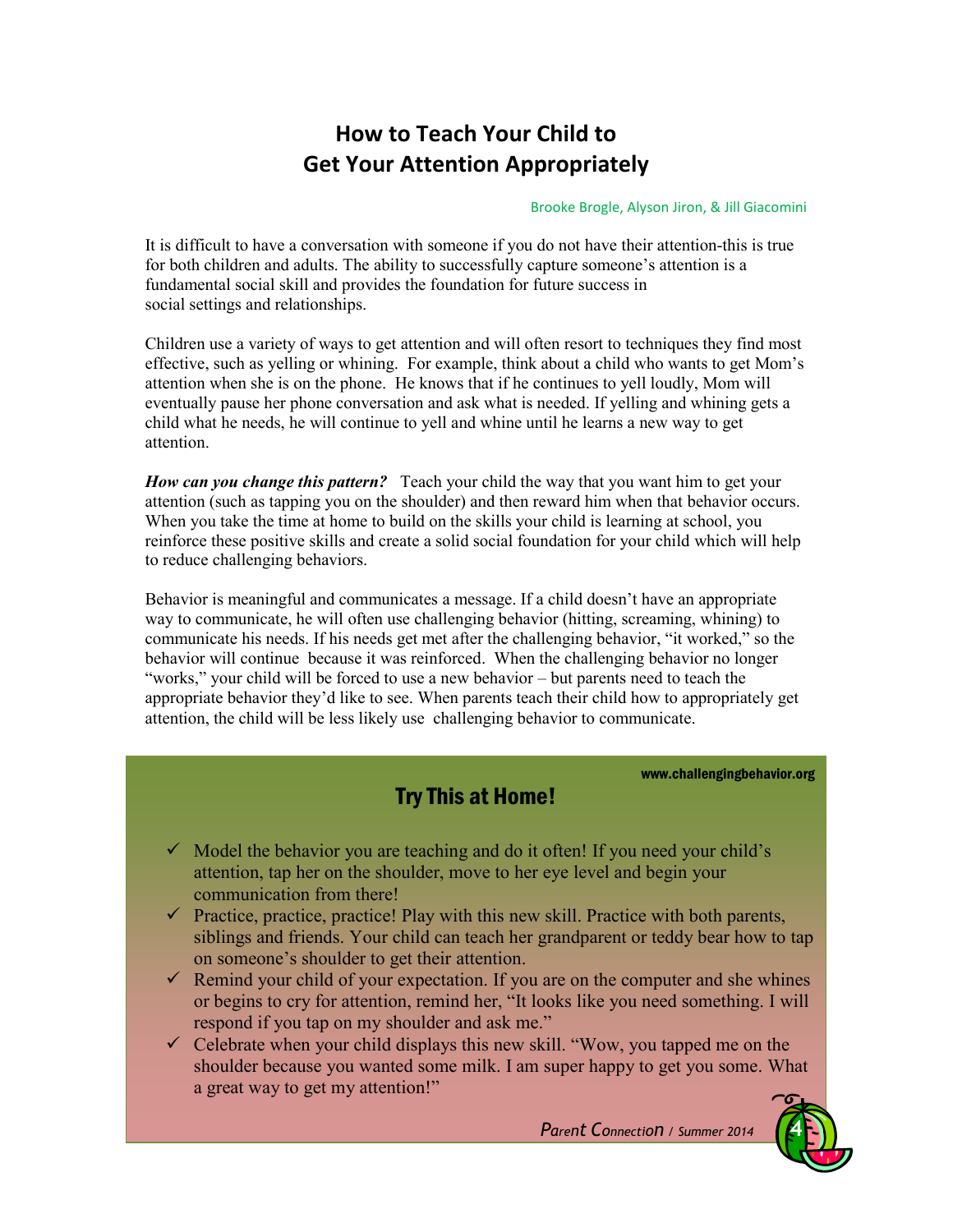# How to Teach Your Child to Get Your Attention Appropriately

Brooke Brogle, Alyson Jiron, & Jill Giacomini

It is difficult to have a conversation with someone if you do not have their attention-this is true for both children and adults. The ability to successfully capture someone's attention is a fundamental social skill and provides the foundation for future success in social settings and relationships.

Children use a variety of ways to get attention and will often resort to techniques they find most effective, such as yelling or whining. For example, think about a child who wants to get Mom's attention when she is on the phone. He knows that if he continues to yell loudly, Mom will eventually pause her phone conversation and ask what is needed. If yelling and whining gets a child what he needs, he will continue to yell and whine until he learns a new way to get attention.

***How can you change this pattern?*** Teach your child the way that you want him to get your attention (such as tapping you on the shoulder) and then reward him when that behavior occurs. When you take the time at home to build on the skills your child is learning at school, you reinforce these positive skills and create a solid social foundation for your child which will help to reduce challenging behaviors.

Behavior is meaningful and communicates a message. If a child doesn't have an appropriate way to communicate, he will often use challenging behavior (hitting, screaming, whining) to communicate his needs. If his needs get met after the challenging behavior, "it worked," so the behavior will continue because it was reinforced. When the challenging behavior no longer "works," your child will be forced to use a new behavior – but parents need to teach the appropriate behavior they'd like to see. When parents teach their child how to appropriately get attention, the child will be less likely use challenging behavior to communicate.

www.challengingbehavior.org

## Try This at Home!

- ✓ Model the behavior you are teaching and do it often! If you need your child's attention, tap her on the shoulder, move to her eye level and begin your communication from there!
- ✓ Practice, practice, practice! Play with this new skill. Practice with both parents, siblings and friends. Your child can teach her grandparent or teddy bear how to tap on someone's shoulder to get their attention.
- ✓ Remind your child of your expectation. If you are on the computer and she whines or begins to cry for attention, remind her, "It looks like you need something. I will respond if you tap on my shoulder and ask me."
- ✓ Celebrate when your child displays this new skill. "Wow, you tapped me on the shoulder because you wanted some milk. I am super happy to get you some. What a great way to get my attention!"